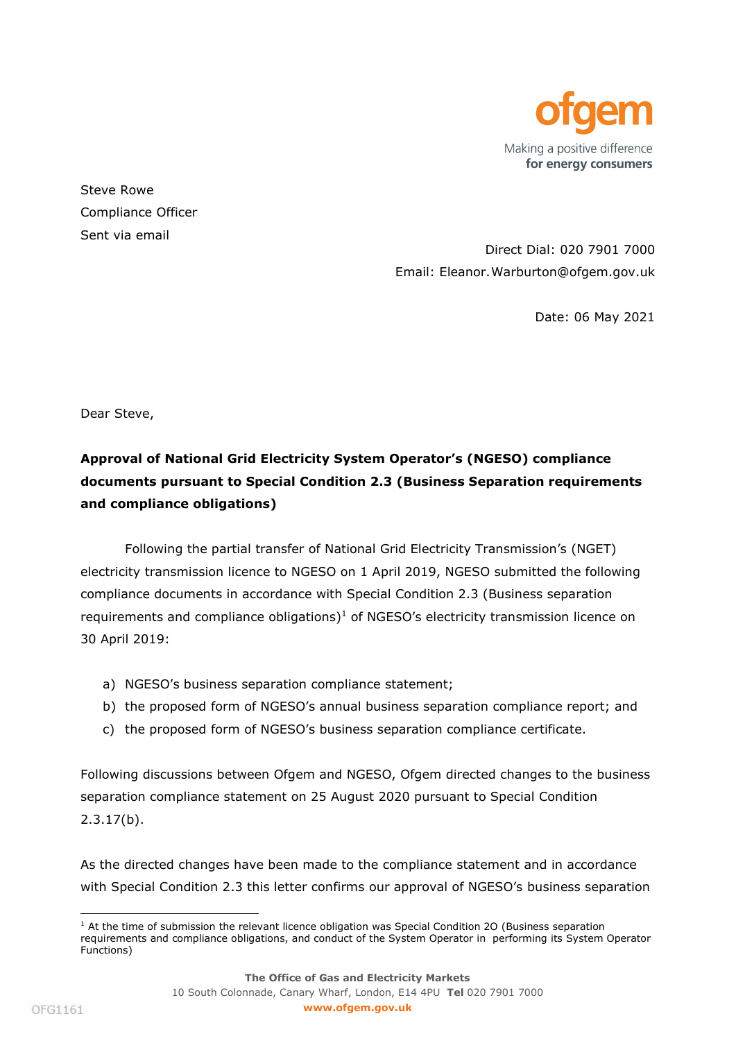ofgem

Making a positive difference
**for energy consumers**

Steve Rowe
Compliance Officer
Sent via email

Direct Dial: 020 7901 7000
Email: Eleanor.Warburton@ofgem.gov.uk

Date: 06 May 2021

Dear Steve,

**Approval of National Grid Electricity System Operator's (NGESO) compliance documents pursuant to Special Condition 2.3 (Business Separation requirements and compliance obligations)**

Following the partial transfer of National Grid Electricity Transmission's (NGET) electricity transmission licence to NGESO on 1 April 2019, NGESO submitted the following compliance documents in accordance with Special Condition 2.3 (Business separation requirements and compliance obligations)[1] of NGESO's electricity transmission licence on 30 April 2019:

a) NGESO's business separation compliance statement;
b) the proposed form of NGESO's annual business separation compliance report; and
c) the proposed form of NGESO's business separation compliance certificate.

Following discussions between Ofgem and NGESO, Ofgem directed changes to the business separation compliance statement on 25 August 2020 pursuant to Special Condition 2.3.17(b).

As the directed changes have been made to the compliance statement and in accordance with Special Condition 2.3 this letter confirms our approval of NGESO's business separation

[1] At the time of submission the relevant licence obligation was Special Condition 2O (Business separation requirements and compliance obligations, and conduct of the System Operator in performing its System Operator Functions)

**The Office of Gas and Electricity Markets**
10 South Colonnade, Canary Wharf, London, E14 4PU **Tel** 020 7901 7000
**www.ofgem.gov.uk**

OFG1161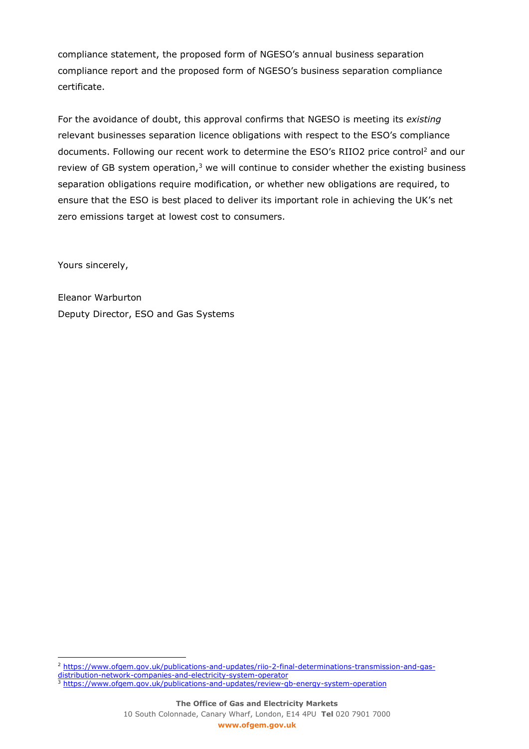compliance statement, the proposed form of NGESO's annual business separation compliance report and the proposed form of NGESO's business separation compliance certificate.

For the avoidance of doubt, this approval confirms that NGESO is meeting its *existing* relevant businesses separation licence obligations with respect to the ESO's compliance documents. Following our recent work to determine the ESO's RIIO2 price control[2] and our review of GB system operation,[3] we will continue to consider whether the existing business separation obligations require modification, or whether new obligations are required, to ensure that the ESO is best placed to deliver its important role in achieving the UK's net zero emissions target at lowest cost to consumers.

Yours sincerely,

Eleanor Warburton
Deputy Director, ESO and Gas Systems

---

[2] https://www.ofgem.gov.uk/publications-and-updates/riio-2-final-determinations-transmission-and-gas-distribution-network-companies-and-electricity-system-operator

[3] https://www.ofgem.gov.uk/publications-and-updates/review-gb-energy-system-operation